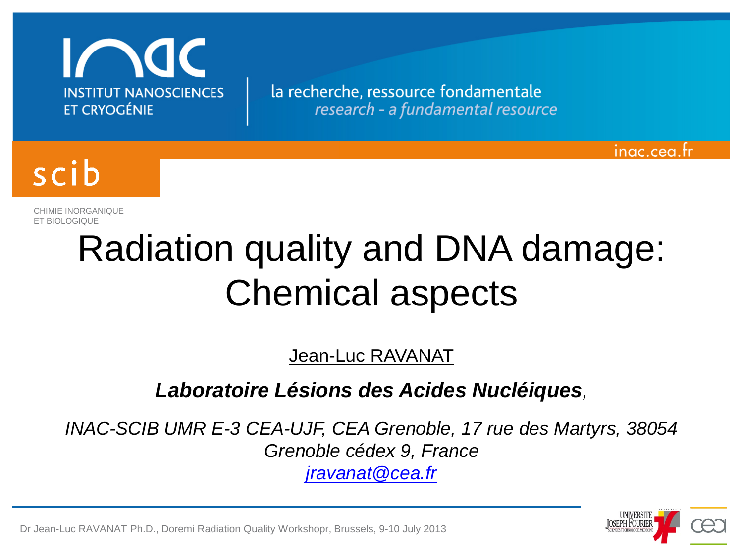INSTITUT NANOSCIENCES ET CRYOGÉNIE

la recherche, ressource fondamentale
*research - a fundamental resource*

inac.cea.fr

scib

CHIMIE INORGANIQUE ET BIOLOGIQUE

# Radiation quality and DNA damage: Chemical aspects

Jean-Luc RAVANAT

***Laboratoire Lésions des Acides Nucléiques***,

*INAC-SCIB UMR E-3 CEA-UJF, CEA Grenoble, 17 rue des Martyrs, 38054 Grenoble cédex 9, France*

*jravanat@cea.fr*

Dr Jean-Luc RAVANAT Ph.D., Doremi Radiation Quality Workshopr, Brussels, 9-10 July 2013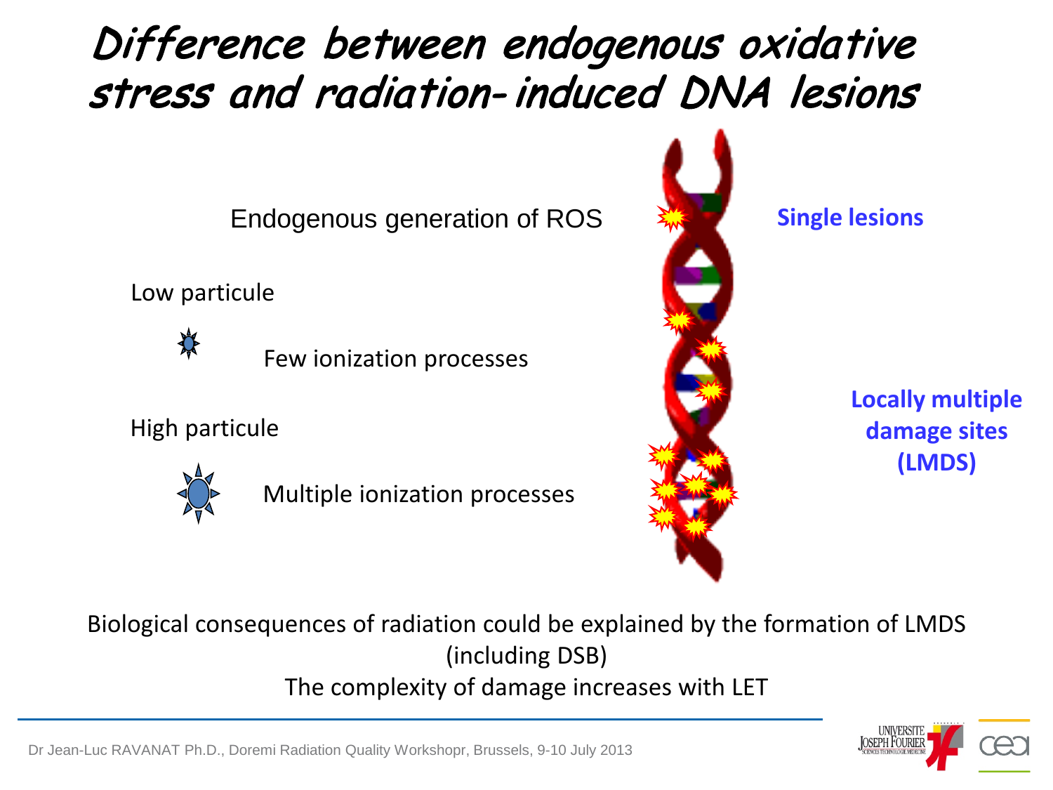# Difference between endogenous oxidative stress and radiation-induced DNA lesions

Endogenous generation of ROS

**Single lesions**

Low particule

Few ionization processes

High particule

Multiple ionization processes

**Locally multiple damage sites (LMDS)**

Biological consequences of radiation could be explained by the formation of LMDS (including DSB)

The complexity of damage increases with LET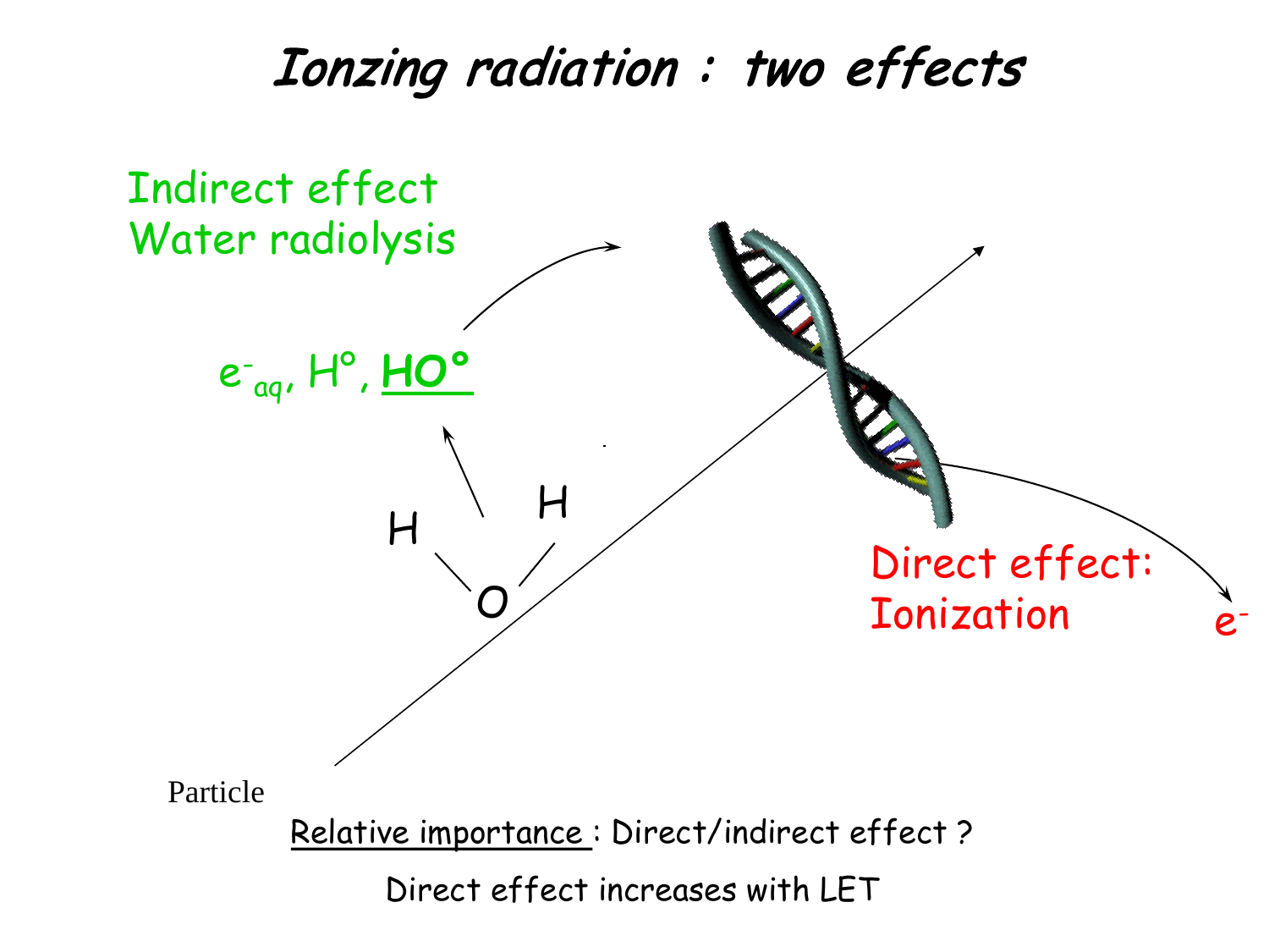# Ionzing radiation : two effects

Indirect effect
Water radiolysis

$e^-_{aq}$, H°, **HO°**

H

H

O

Direct effect:
Ionization

$e^-$

Particle

Relative importance : Direct/indirect effect ?

Direct effect increases with LET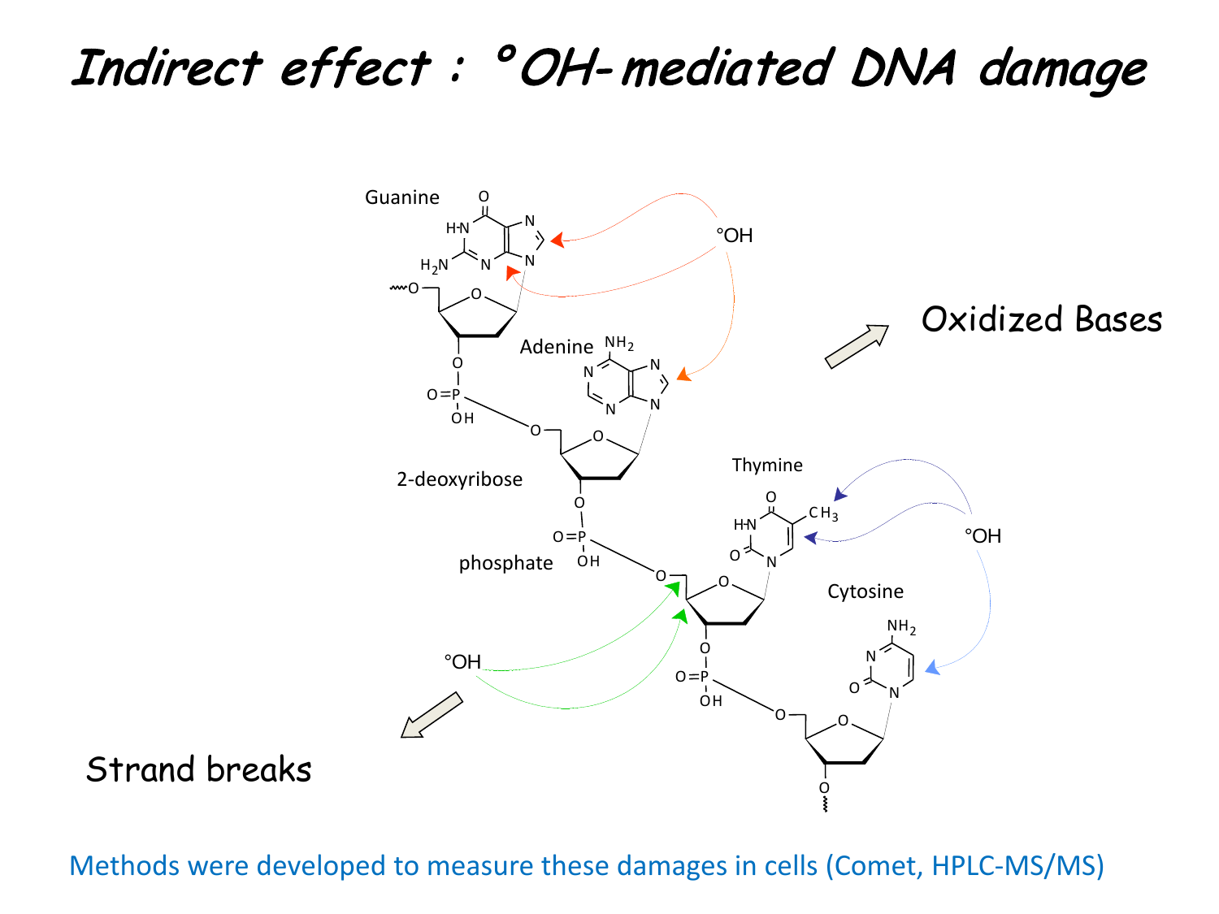# Indirect effect : °OH-mediated DNA damage

Guanine

°OH

Adenine

Oxidized Bases

2-deoxyribose

Thymine

phosphate

°OH

Cytosine

°OH

Strand breaks

Methods were developed to measure these damages in cells (Comet, HPLC-MS/MS)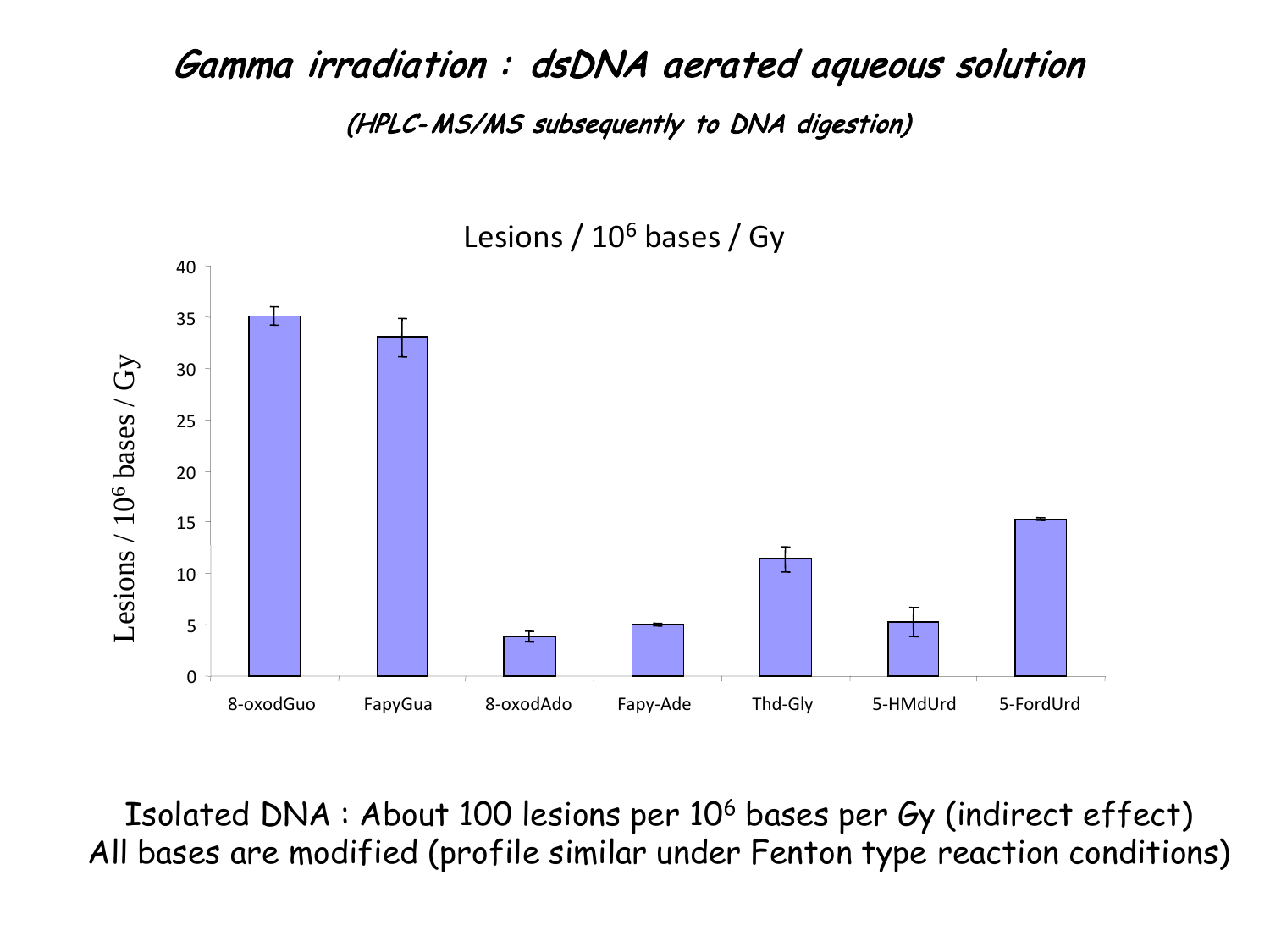# *Gamma irradiation : dsDNA aerated aqueous solution*

***(HPLC-MS/MS subsequently to DNA digestion)***

Lesions / $10^6$ bases / Gy

| Lesion | Lesions / $10^6$ bases / Gy |
|---|---|
| 8-oxodGuo | ~35 |
| FapyGua | ~33 |
| 8-oxodAdo | ~4 |
| Fapy-Ade | ~5 |
| Thd-Gly | ~11.5 |
| 5-HMdUrd | ~5.3 |
| 5-FordUrd | ~15.3 |

Isolated DNA : About 100 lesions per $10^6$ bases per Gy (indirect effect)
All bases are modified (profile similar under Fenton type reaction conditions)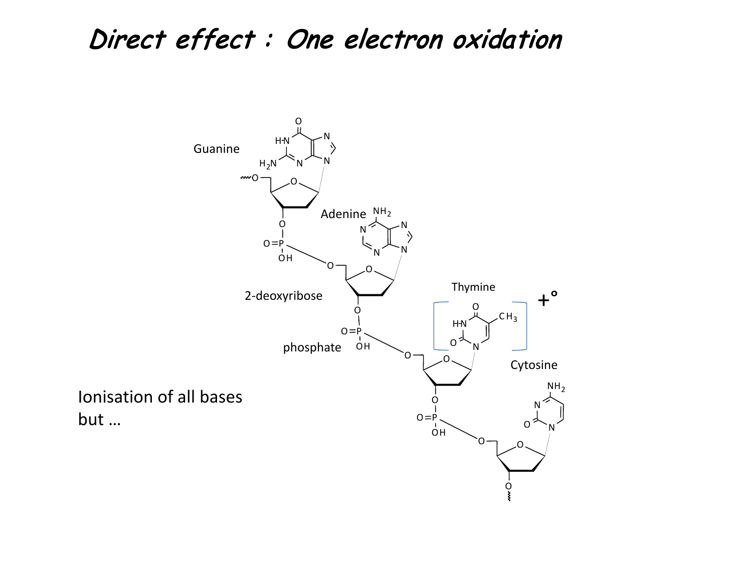# *Direct effect : One electron oxidation*

Guanine

Adenine

2-deoxyribose

Thymine

$+^{\circ}$

phosphate

Cytosine

Ionisation of all bases
but …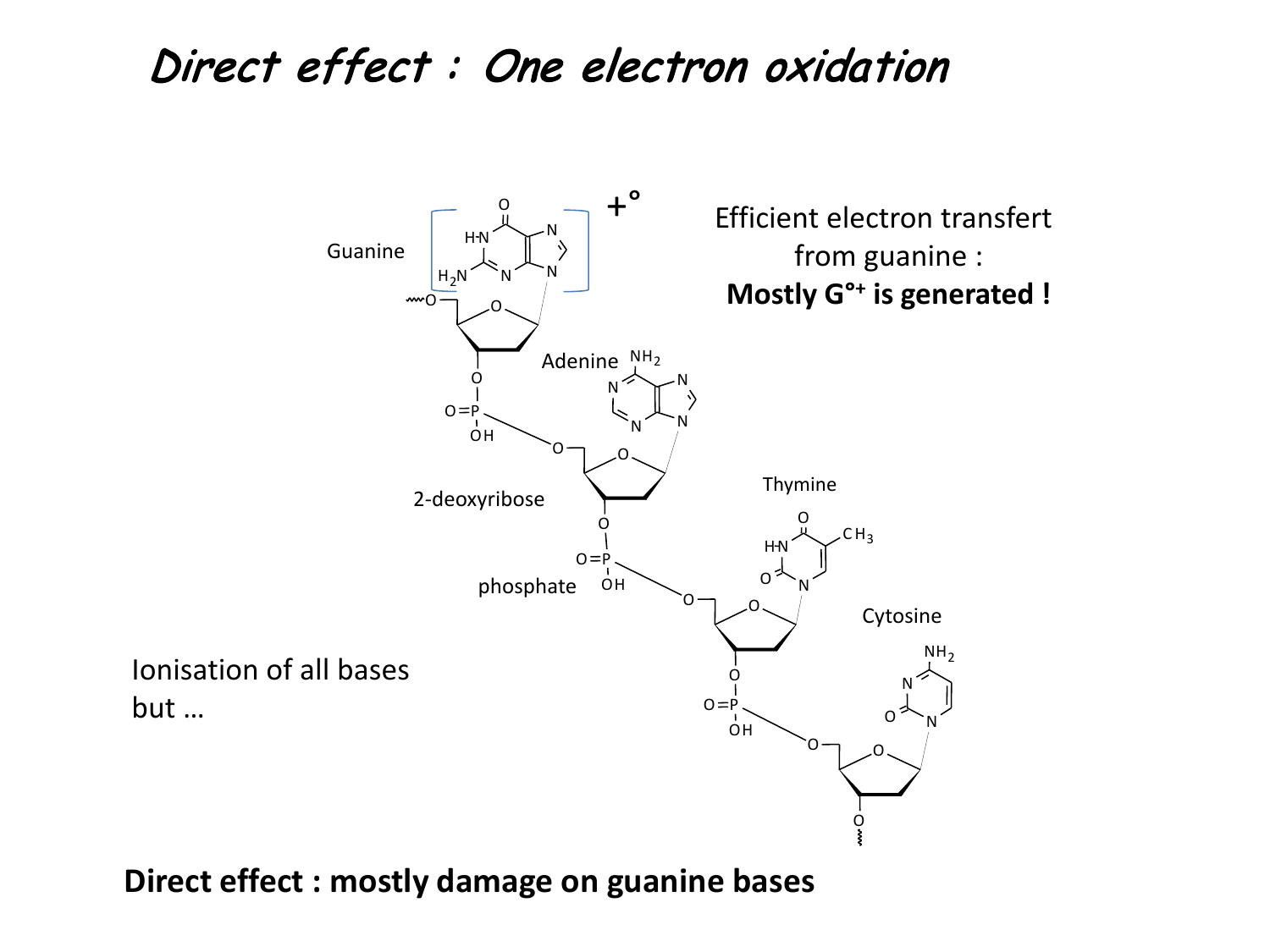# *Direct effect : One electron oxidation*

Guanine

$+^{\circ}$

Efficient electron transfert from guanine :
**Mostly G°+ is generated !**

Adenine

2-deoxyribose

Thymine

phosphate

Cytosine

Ionisation of all bases but …

**Direct effect : mostly damage on guanine bases**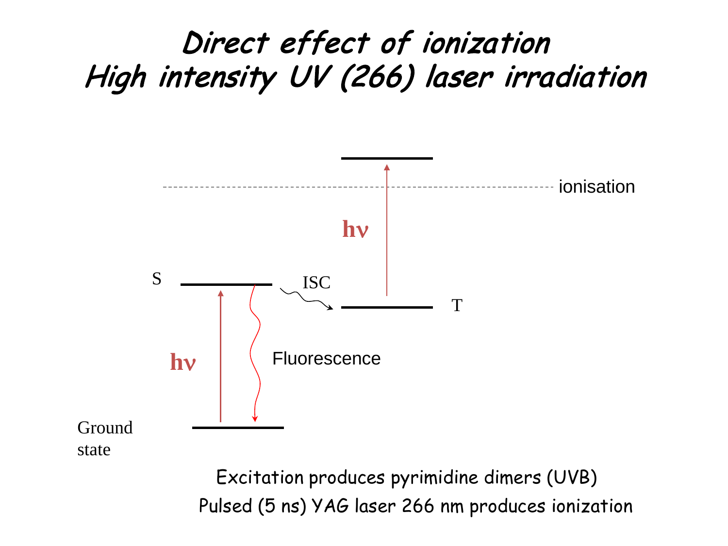# Direct effect of ionization
# High intensity UV (266) laser irradiation

ionisation

hν

S

ISC

T

hν

Fluorescence

Ground state

Excitation produces pyrimidine dimers (UVB)

Pulsed (5 ns) YAG laser 266 nm produces ionization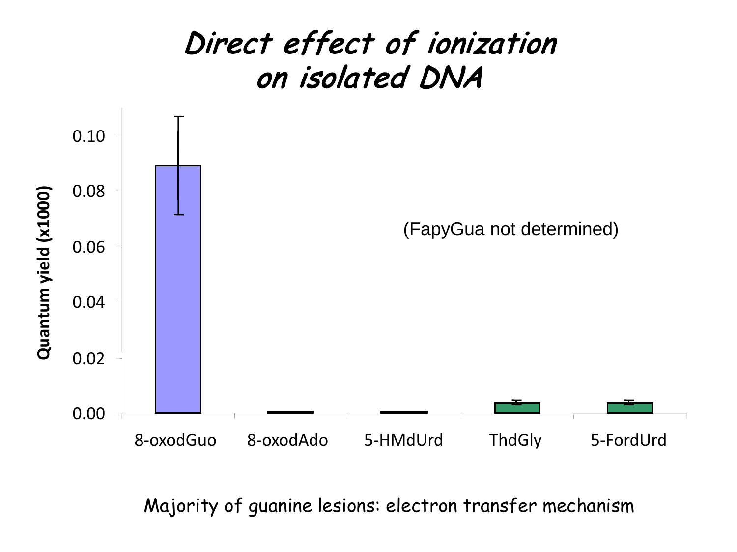# Direct effect of ionization on isolated DNA

Quantum yield (x1000)

| | 8-oxodGuo | 8-oxodAdo | 5-HMdUrd | ThdGly | 5-FordUrd |
|---|---|---|---|---|---|

(FapyGua not determined)

Majority of guanine lesions: electron transfer mechanism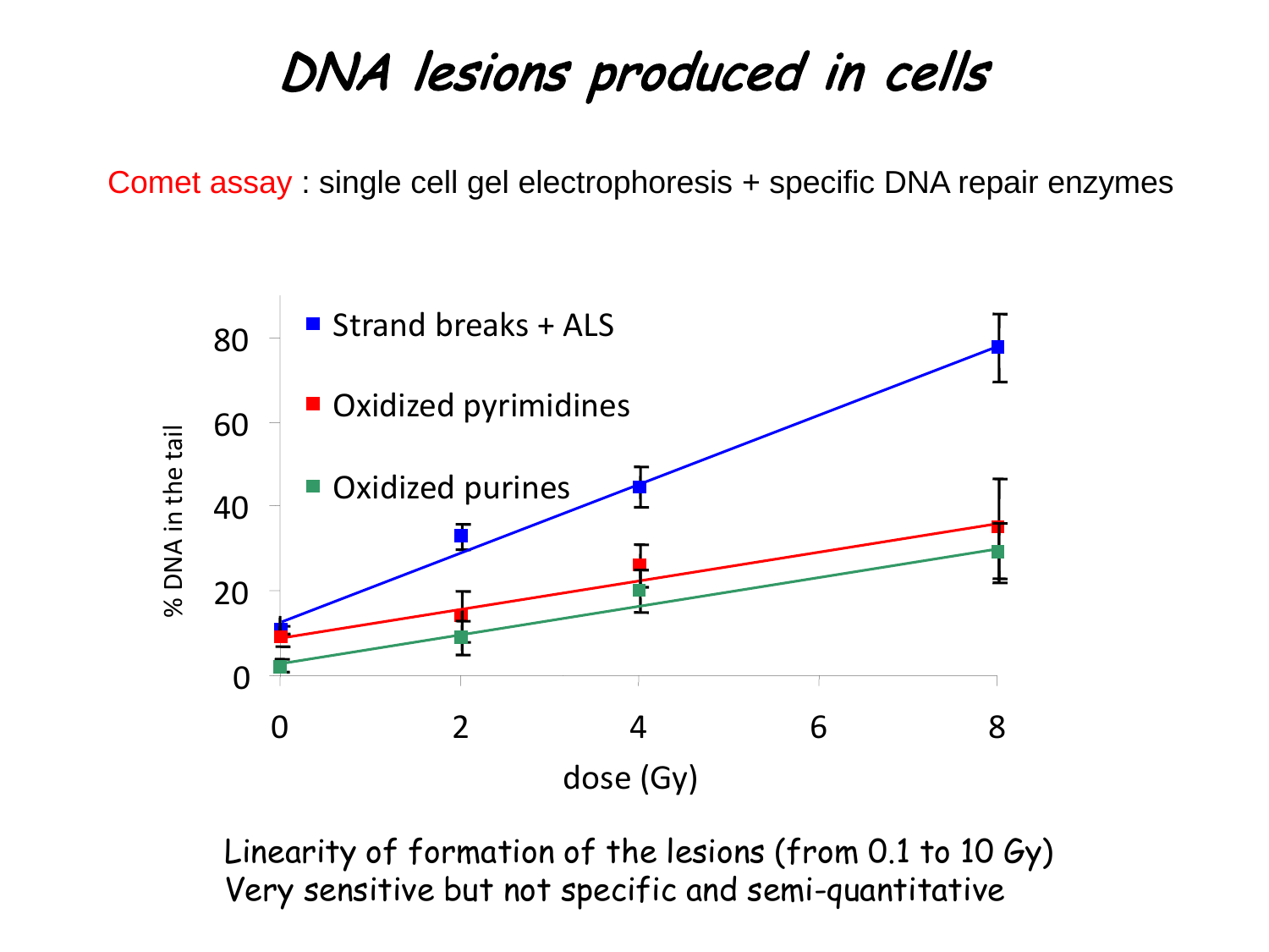# DNA lesions produced in cells

Comet assay : single cell gel electrophoresis + specific DNA repair enzymes

% DNA in the tail

- Strand breaks + ALS
- Oxidized pyrimidines
- Oxidized purines

dose (Gy)

Linearity of formation of the lesions (from 0.1 to 10 Gy)
Very sensitive but not specific and semi-quantitative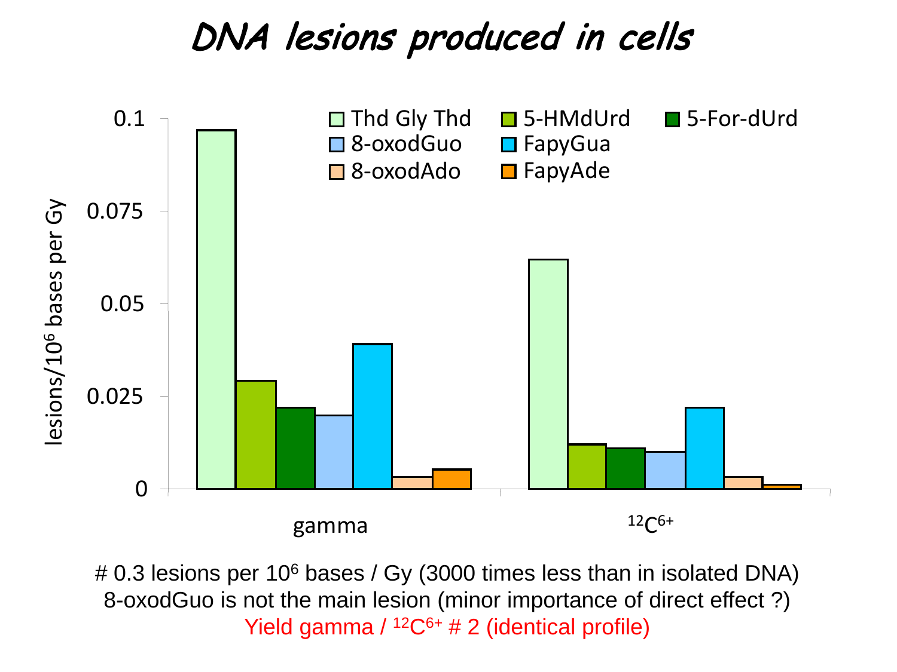# DNA lesions produced in cells

# 0.3 lesions per $10^6$ bases / Gy (3000 times less than in isolated DNA)

8-oxodGuo is not the main lesion (minor importance of direct effect ?)

Yield gamma / $^{12}C^{6+}$ # 2 (identical profile)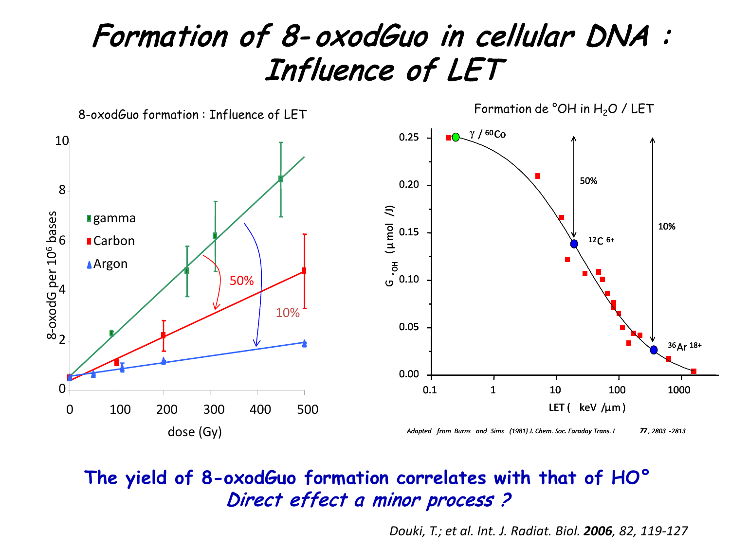# Formation of 8-oxodGuo in cellular DNA : Influence of LET

8-oxodGuo formation : Influence of LET

Formation de °OH in $H_2O$ / LET

Adapted from Burns and Sims (1981) J. Chem. Soc. Faraday Trans. I 77, 2803 -2813

**The yield of 8-oxodGuo formation correlates with that of HO°**

***Direct effect a minor process ?***

*Douki, T.; et al. Int. J. Radiat. Biol.* ***2006****, 82, 119-127*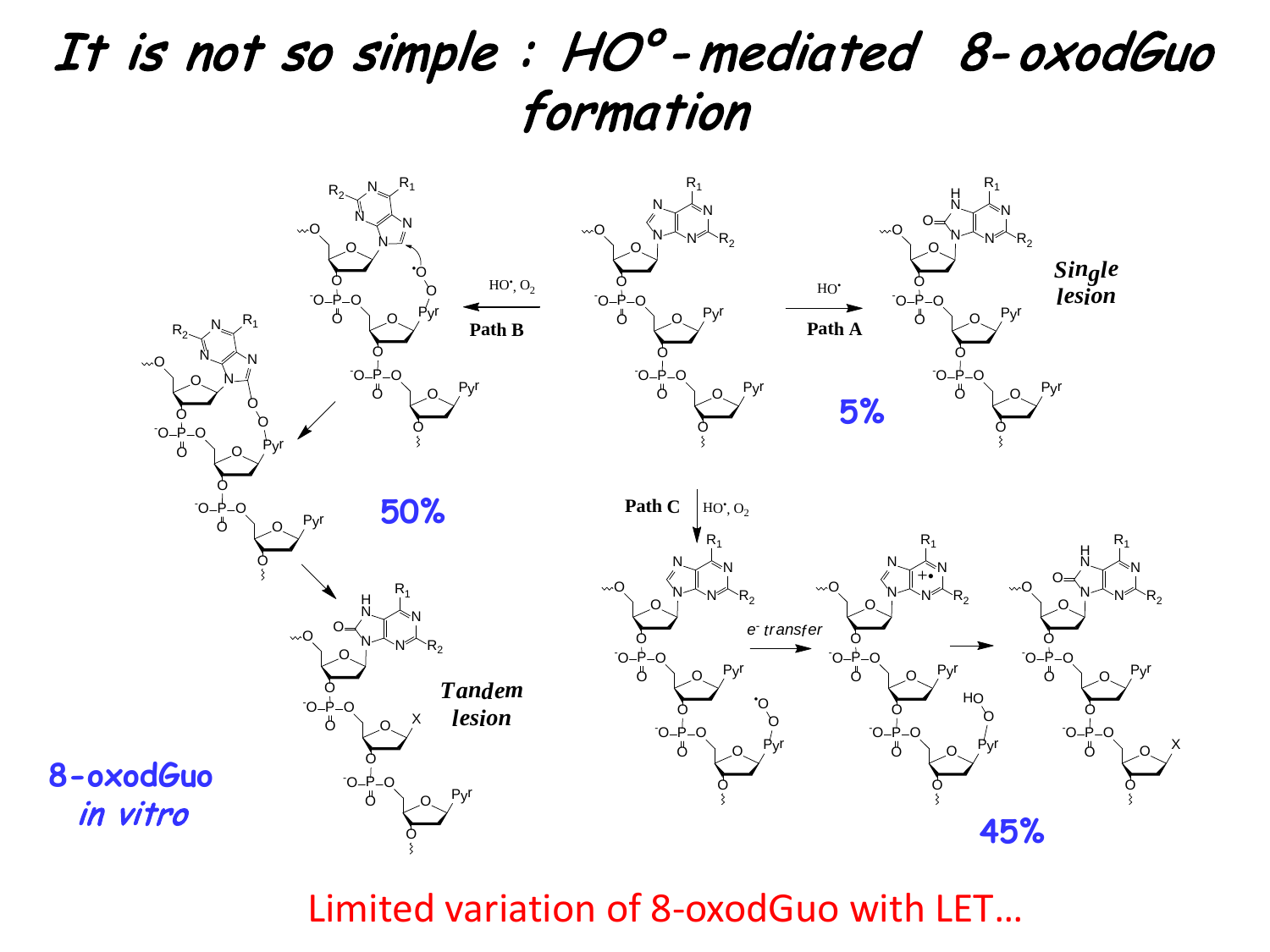# It is not so simple : HO°-mediated 8-oxodGuo formation

Path B — $HO^{\bullet}$, $O_2$

Path A — $HO^{\bullet}$

Single lesion

5%

50%

Path C — $HO^{\bullet}$, $O_2$

$e^-$ transfer

Tandem lesion

45%

8-oxodGuo in vitro

Limited variation of 8-oxodGuo with LET…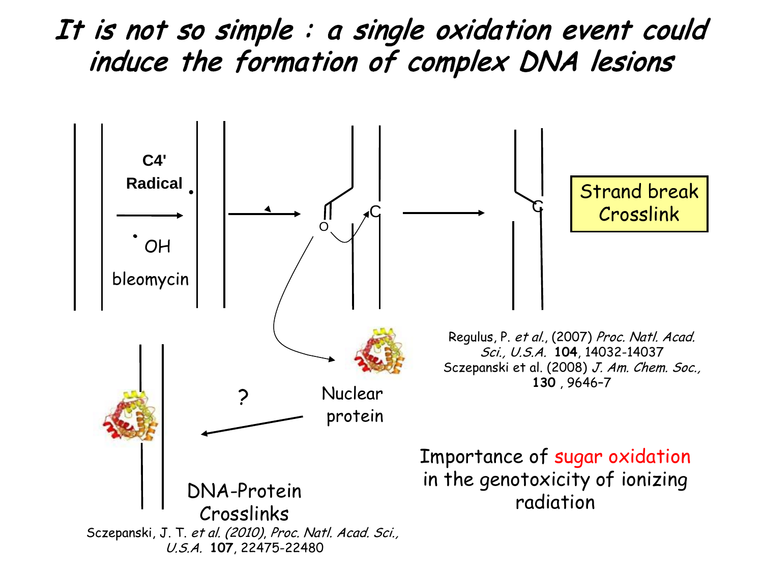# It is not so simple : a single oxidation event could induce the formation of complex DNA lesions

C4' Radical

•OH

bleomycin

O

C

C

Strand break Crosslink

Nuclear protein

?

DNA-Protein Crosslinks

Regulus, P. *et al.*, (2007) *Proc. Natl. Acad. Sci., U.S.A.* **104**, 14032-14037
Sczepanski et al. (2008) *J. Am. Chem. Soc.,* **130** , 9646–7

Sczepanski, J. T. *et al. (2010), Proc. Natl. Acad. Sci., U.S.A.* **107**, 22475-22480

Importance of sugar oxidation in the genotoxicity of ionizing radiation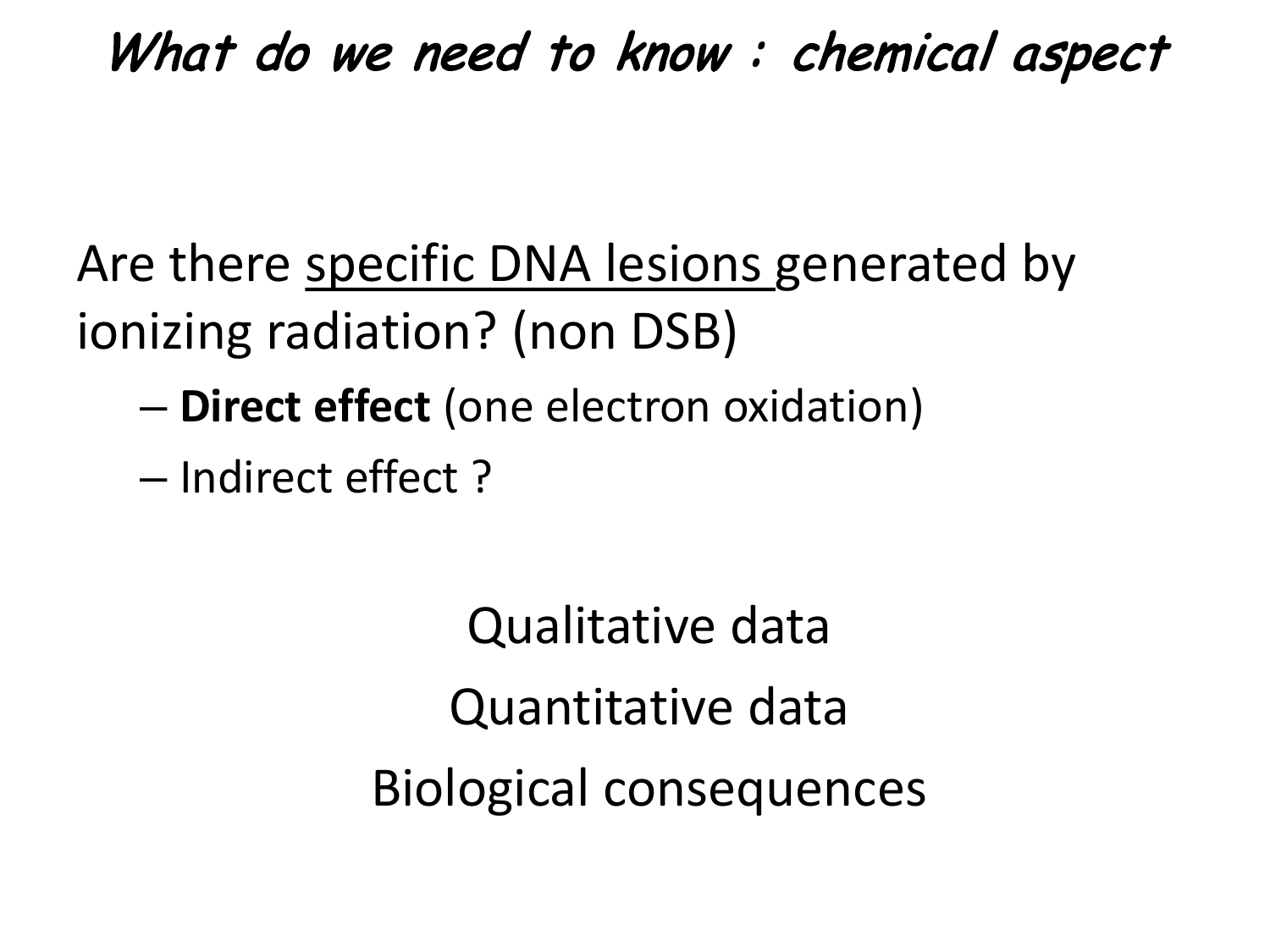# *What do we need to know : chemical aspect*

Are there <u>specific DNA lesions</u> generated by ionizing radiation? (non DSB)

- **Direct effect** (one electron oxidation)
- Indirect effect ?

Qualitative data

Quantitative data

Biological consequences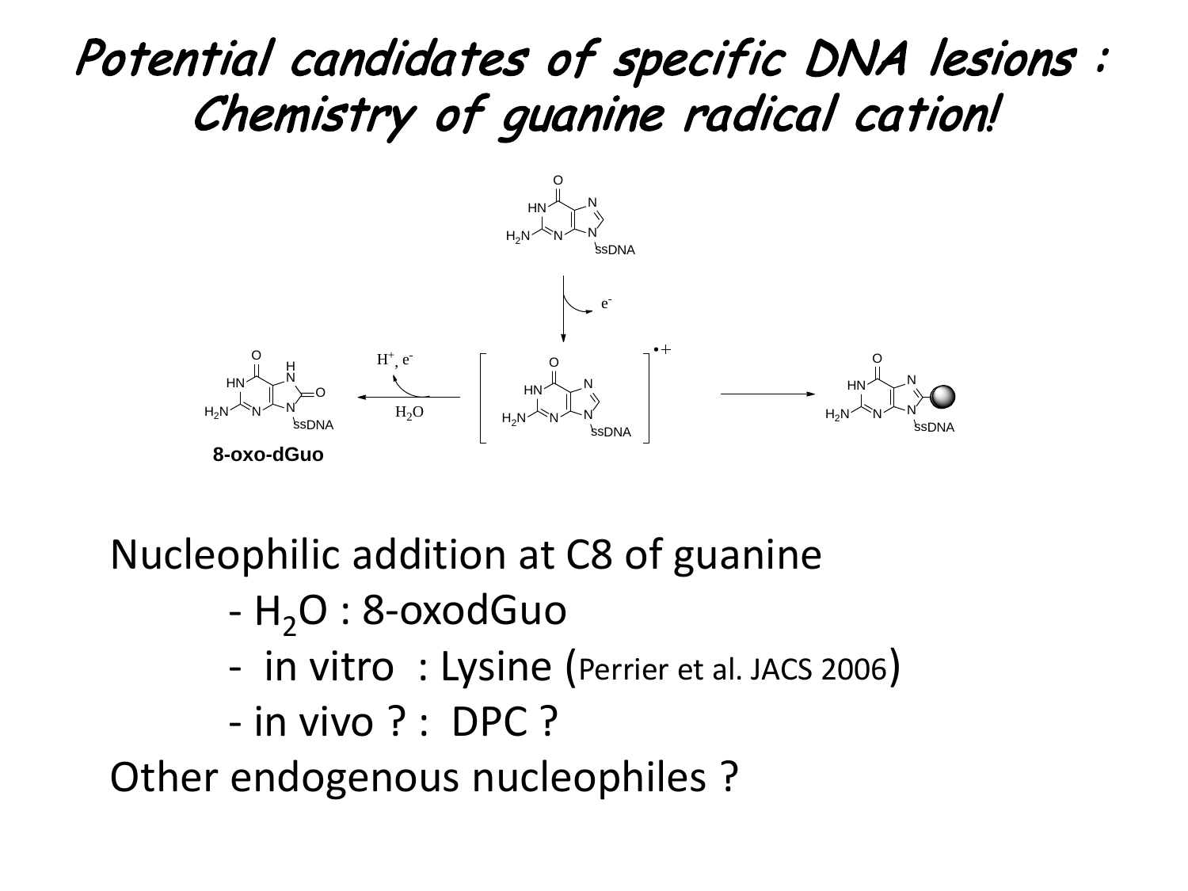# Potential candidates of specific DNA lesions : Chemistry of guanine radical cation!

8-oxo-dGuo

Nucleophilic addition at C8 of guanine

- $H_2O$ : 8-oxodGuo
- in vitro : Lysine (Perrier et al. JACS 2006)
- in vivo ? : DPC ?

Other endogenous nucleophiles ?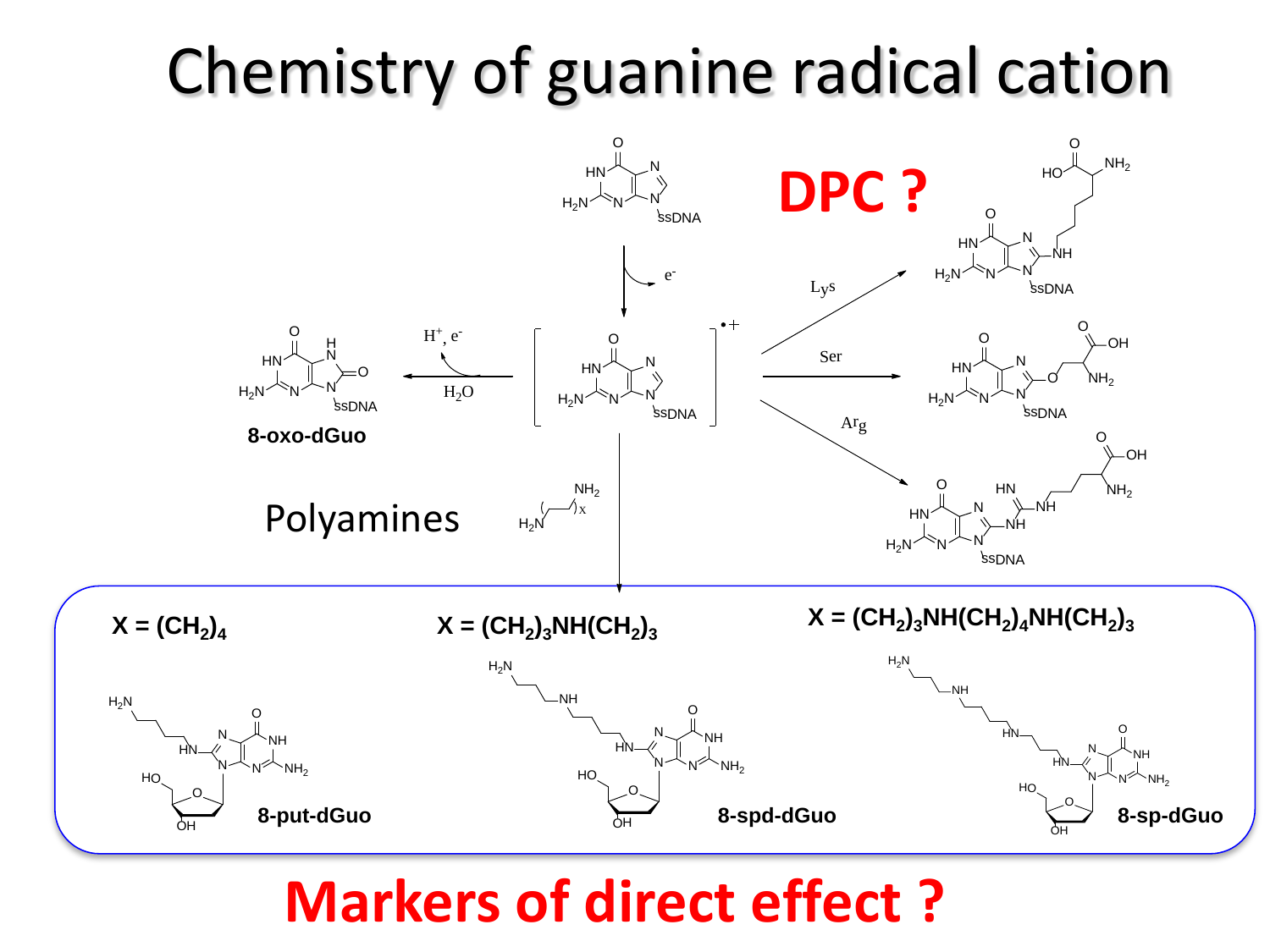# Chemistry of guanine radical cation

**DPC ?**

$H^+$, $e^-$ / $H_2O$ → **8-oxo-dGuo**

$e^-$

Lys

Ser

Arg

ssDNA

Polyamines

**X = $(CH_2)_4$** — **8-put-dGuo**

**X = $(CH_2)_3NH(CH_2)_3$** — **8-spd-dGuo**

**X = $(CH_2)_3NH(CH_2)_4NH(CH_2)_3$** — **8-sp-dGuo**

**Markers of direct effect ?**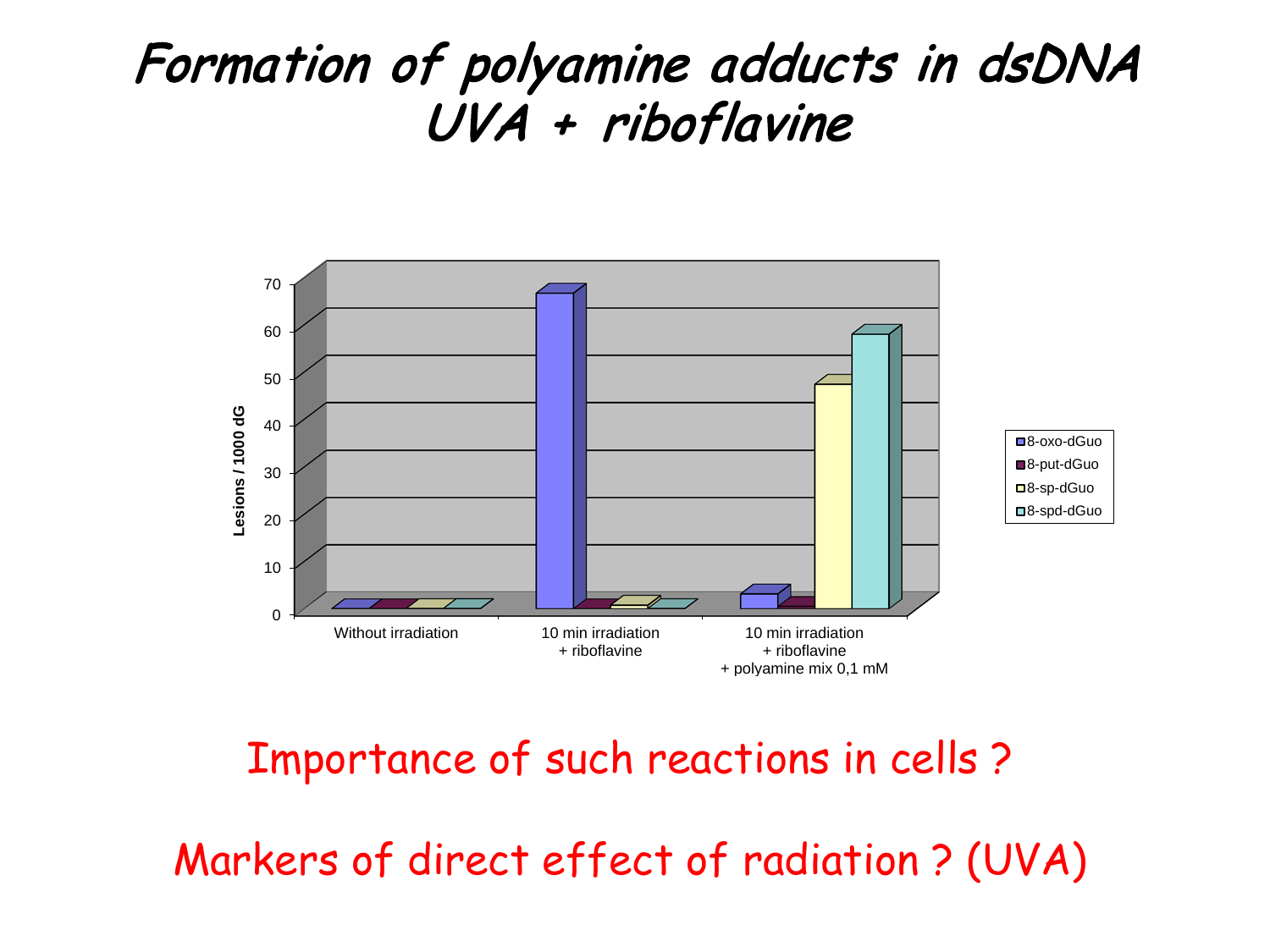# Formation of polyamine adducts in dsDNA
# UVA + riboflavine

Importance of such reactions in cells ?

Markers of direct effect of radiation ? (UVA)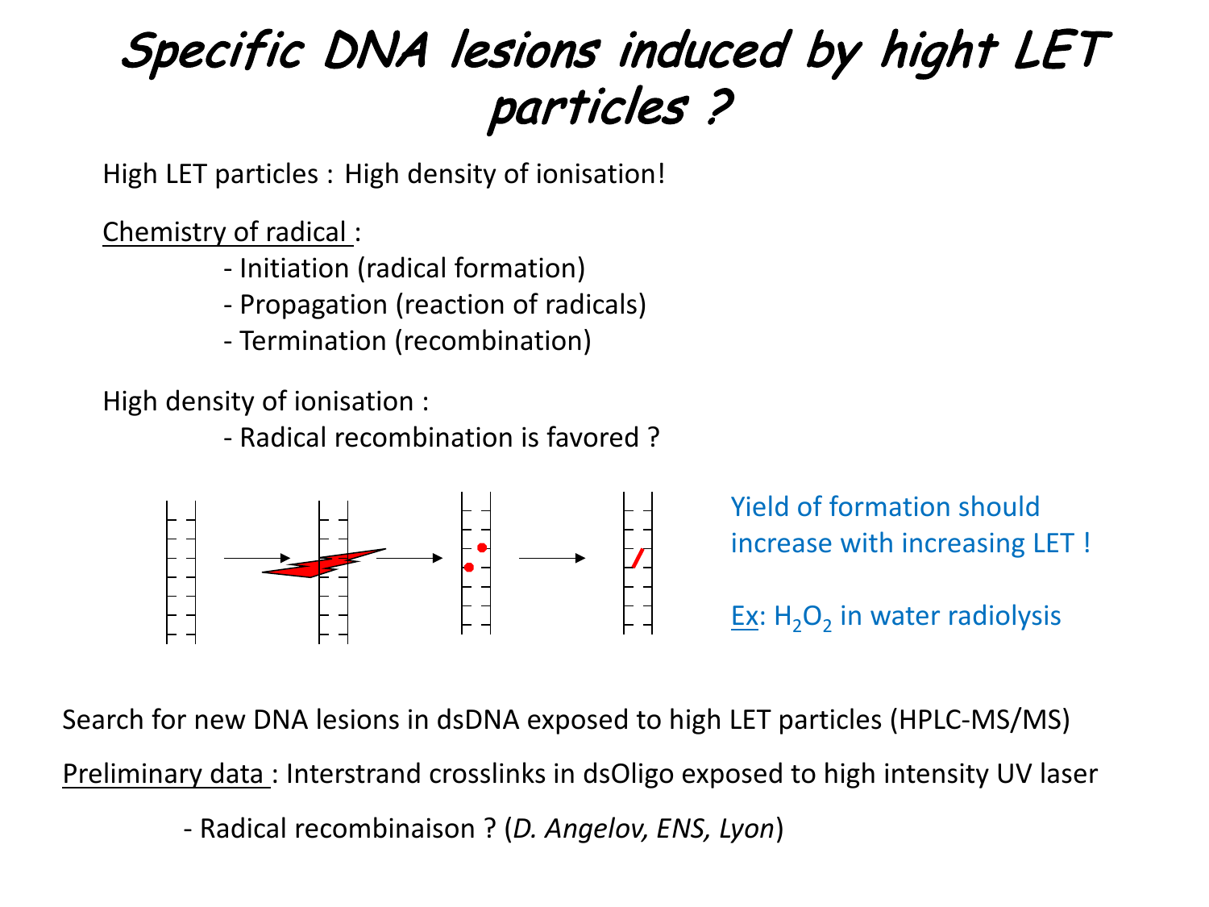# Specific DNA lesions induced by hight LET particles ?

High LET particles : High density of ionisation!

Chemistry of radical :

- Initiation (radical formation)
- Propagation (reaction of radicals)
- Termination (recombination)

High density of ionisation :

- Radical recombination is favored ?

Yield of formation should increase with increasing LET !

Ex: $H_2O_2$ in water radiolysis

Search for new DNA lesions in dsDNA exposed to high LET particles (HPLC-MS/MS)

Preliminary data : Interstrand crosslinks in dsOligo exposed to high intensity UV laser

- Radical recombinaison ? (*D. Angelov, ENS, Lyon*)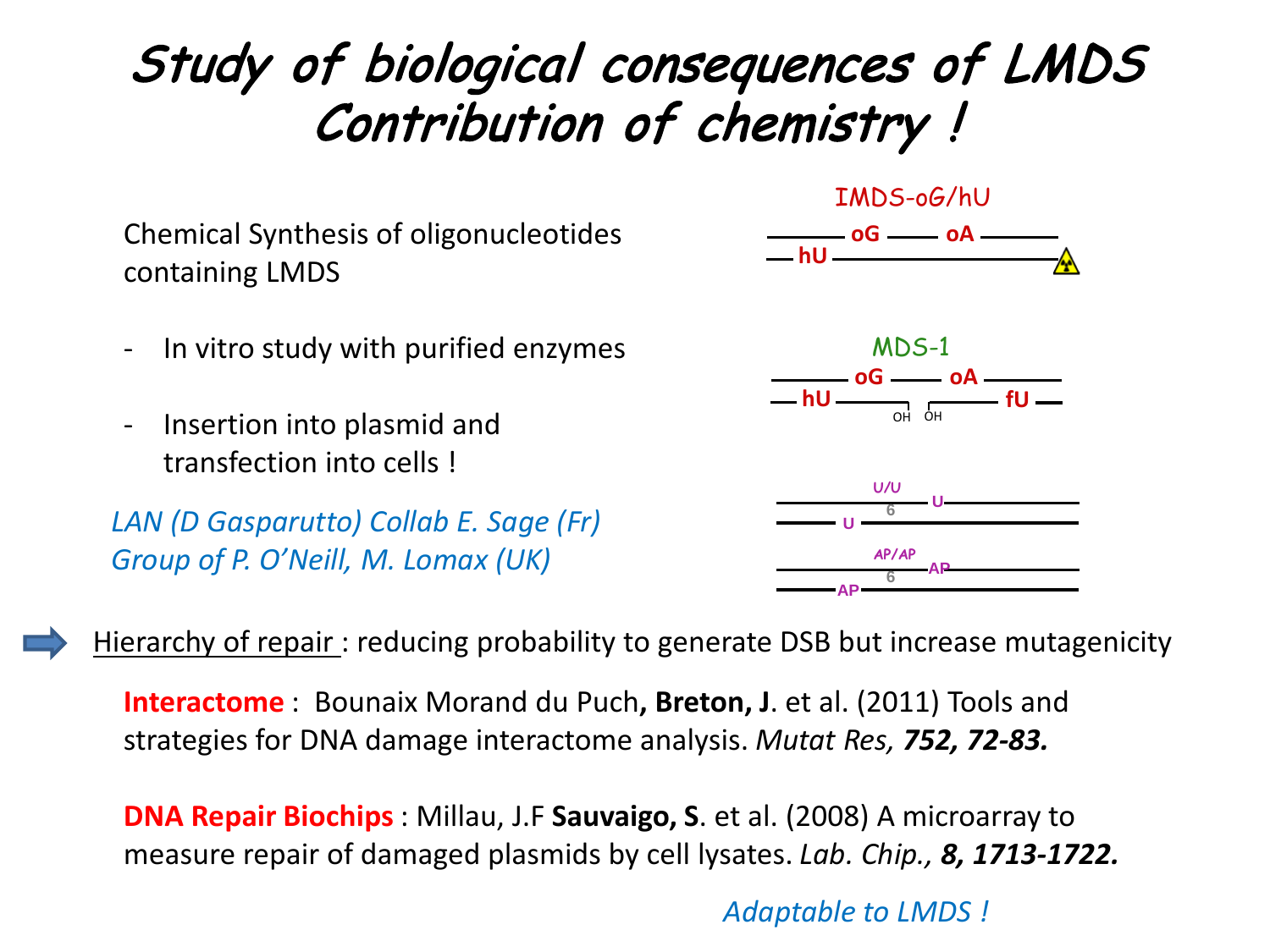# Study of biological consequences of LMDS
# Contribution of chemistry !

Chemical Synthesis of oligonucleotides containing LMDS

- In vitro study with purified enzymes
- Insertion into plasmid and transfection into cells !

*LAN (D Gasparutto) Collab E. Sage (Fr)*
*Group of P. O'Neill, M. Lomax (UK)*

IMDS-oG/hU

oG oA
hU

MDS-1

oG oA
hU OH OH fU

U/U
6 U
U

AP/AP
6 AP
AP

Hierarchy of repair : reducing probability to generate DSB but increase mutagenicity

**Interactome** : Bounaix Morand du Puch, **Breton, J**. et al. (2011) Tools and strategies for DNA damage interactome analysis. *Mutat Res, **752, 72-83.***

**DNA Repair Biochips** : Millau, J.F **Sauvaigo, S**. et al. (2008) A microarray to measure repair of damaged plasmids by cell lysates. *Lab. Chip., **8, 1713-1722.***

*Adaptable to LMDS !*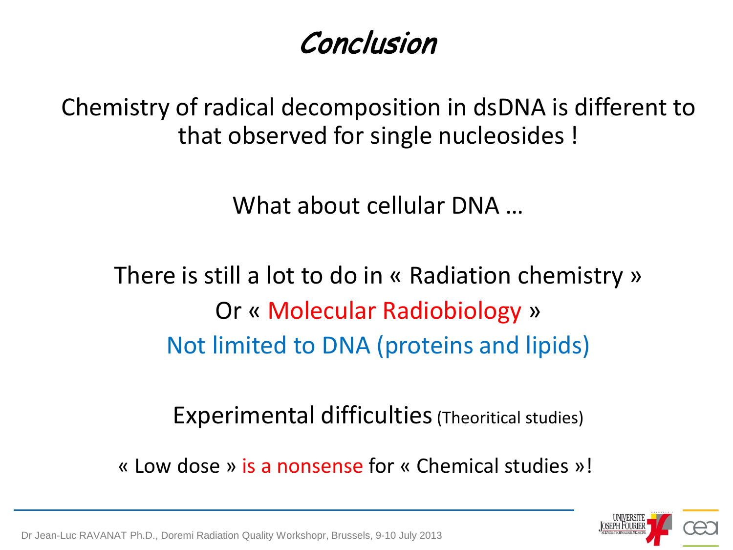# Conclusion

Chemistry of radical decomposition in dsDNA is different to that observed for single nucleosides !

What about cellular DNA …

There is still a lot to do in « Radiation chemistry »

Or « Molecular Radiobiology »

Not limited to DNA (proteins and lipids)

Experimental difficulties (Theoritical studies)

« Low dose » is a nonsense for « Chemical studies »!